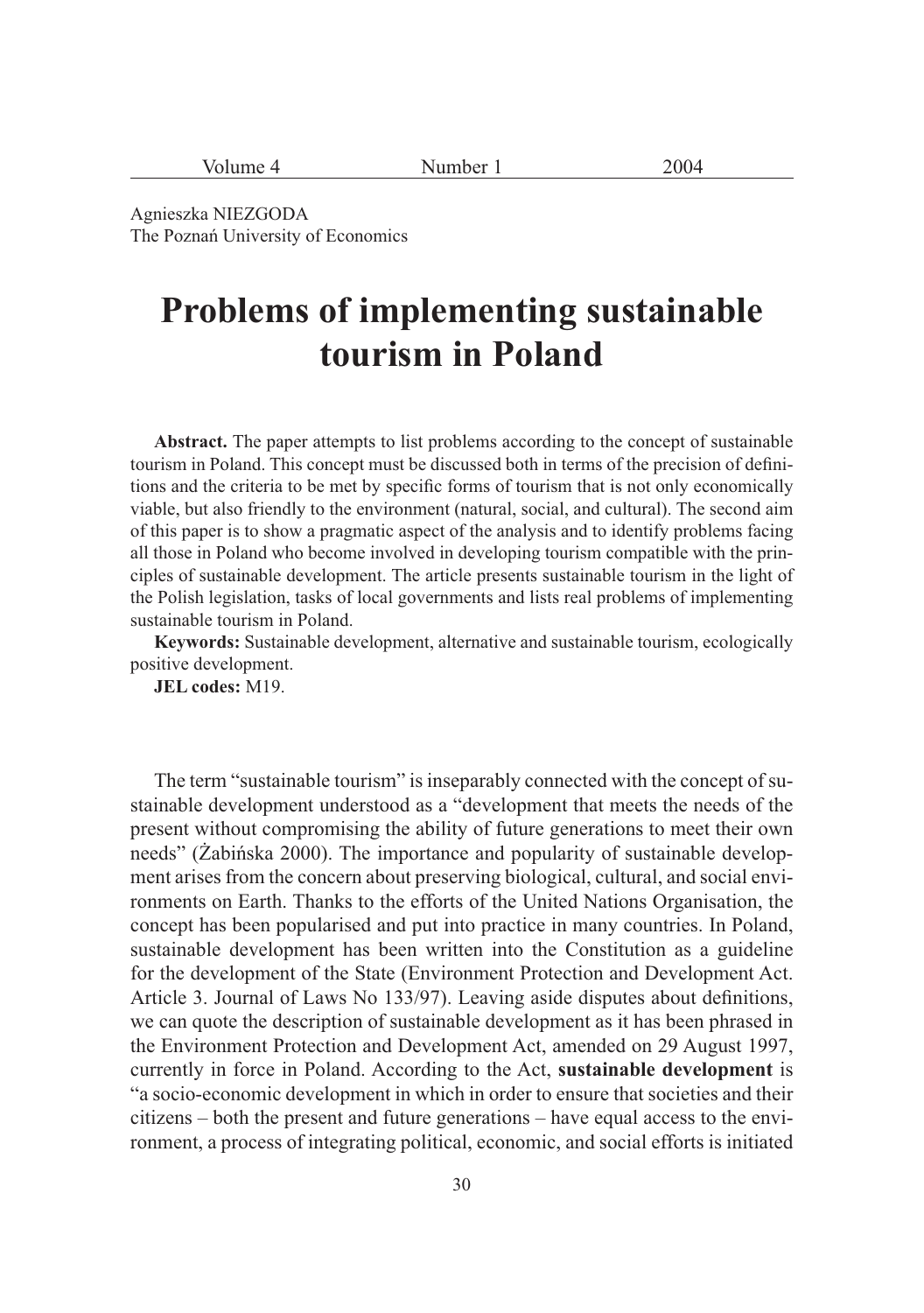Agnieszka NIEZGODA
The Poznań University of Economics

# Problems of implementing sustainable tourism in Poland

**Abstract.** The paper attempts to list problems according to the concept of sustainable tourism in Poland. This concept must be discussed both in terms of the precision of definitions and the criteria to be met by specific forms of tourism that is not only economically viable, but also friendly to the environment (natural, social, and cultural). The second aim of this paper is to show a pragmatic aspect of the analysis and to identify problems facing all those in Poland who become involved in developing tourism compatible with the principles of sustainable development. The article presents sustainable tourism in the light of the Polish legislation, tasks of local governments and lists real problems of implementing sustainable tourism in Poland.

**Keywords:** Sustainable development, alternative and sustainable tourism, ecologically positive development.

**JEL codes:** M19.

The term "sustainable tourism" is inseparably connected with the concept of sustainable development understood as a "development that meets the needs of the present without compromising the ability of future generations to meet their own needs" (Żabińska 2000). The importance and popularity of sustainable development arises from the concern about preserving biological, cultural, and social environments on Earth. Thanks to the efforts of the United Nations Organisation, the concept has been popularised and put into practice in many countries. In Poland, sustainable development has been written into the Constitution as a guideline for the development of the State (Environment Protection and Development Act. Article 3. Journal of Laws No 133/97). Leaving aside disputes about definitions, we can quote the description of sustainable development as it has been phrased in the Environment Protection and Development Act, amended on 29 August 1997, currently in force in Poland. According to the Act, **sustainable development** is "a socio-economic development in which in order to ensure that societies and their citizens – both the present and future generations – have equal access to the environment, a process of integrating political, economic, and social efforts is initiated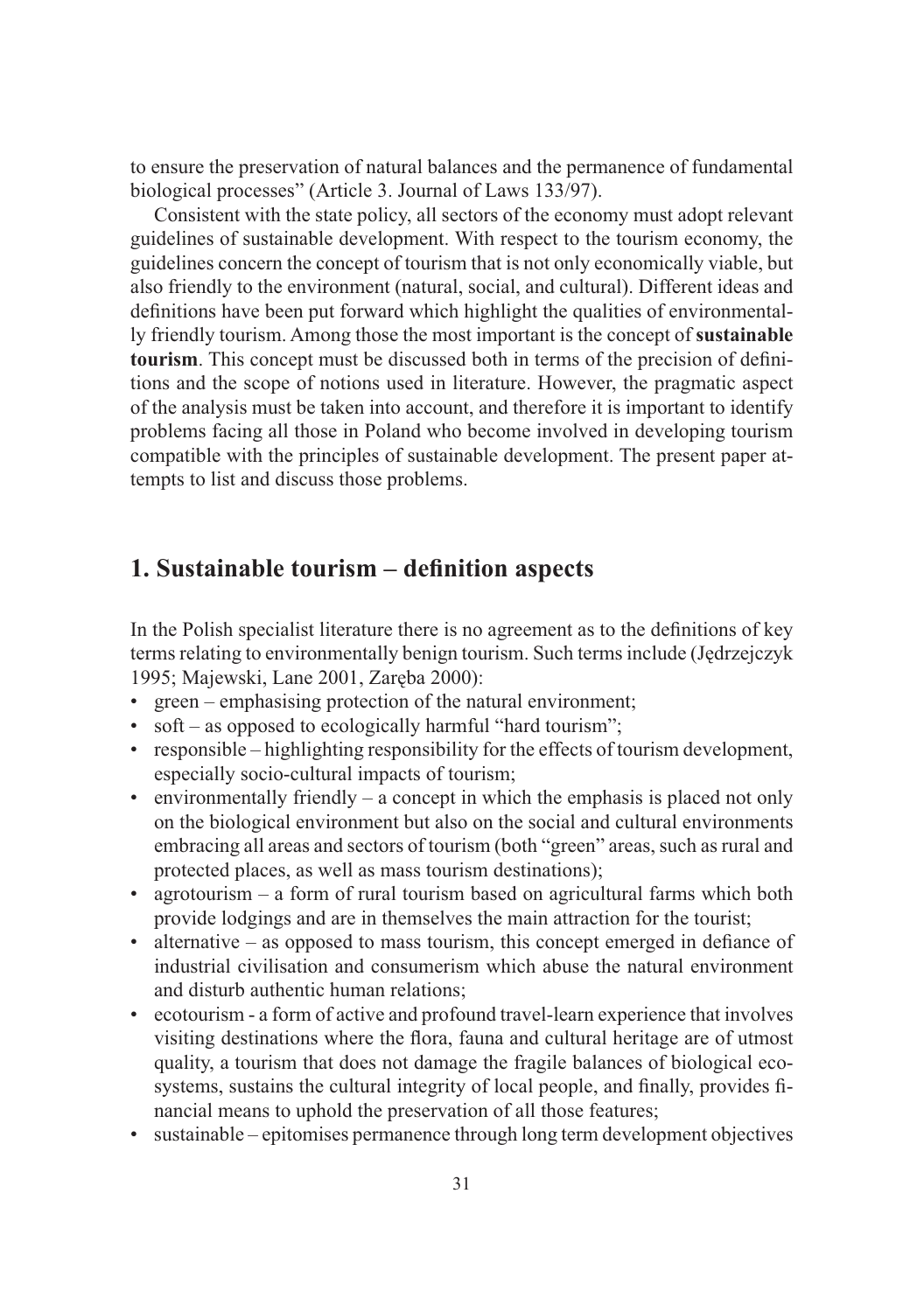to ensure the preservation of natural balances and the permanence of fundamental biological processes" (Article 3. Journal of Laws 133/97).

Consistent with the state policy, all sectors of the economy must adopt relevant guidelines of sustainable development. With respect to the tourism economy, the guidelines concern the concept of tourism that is not only economically viable, but also friendly to the environment (natural, social, and cultural). Different ideas and definitions have been put forward which highlight the qualities of environmentally friendly tourism. Among those the most important is the concept of **sustainable tourism**. This concept must be discussed both in terms of the precision of definitions and the scope of notions used in literature. However, the pragmatic aspect of the analysis must be taken into account, and therefore it is important to identify problems facing all those in Poland who become involved in developing tourism compatible with the principles of sustainable development. The present paper attempts to list and discuss those problems.

## 1. Sustainable tourism – definition aspects

In the Polish specialist literature there is no agreement as to the definitions of key terms relating to environmentally benign tourism. Such terms include (Jędrzejczyk 1995; Majewski, Lane 2001, Zaręba 2000):

- green – emphasising protection of the natural environment;
- soft – as opposed to ecologically harmful "hard tourism";
- responsible – highlighting responsibility for the effects of tourism development, especially socio-cultural impacts of tourism;
- environmentally friendly – a concept in which the emphasis is placed not only on the biological environment but also on the social and cultural environments embracing all areas and sectors of tourism (both "green" areas, such as rural and protected places, as well as mass tourism destinations);
- agrotourism – a form of rural tourism based on agricultural farms which both provide lodgings and are in themselves the main attraction for the tourist;
- alternative – as opposed to mass tourism, this concept emerged in defiance of industrial civilisation and consumerism which abuse the natural environment and disturb authentic human relations;
- ecotourism - a form of active and profound travel-learn experience that involves visiting destinations where the flora, fauna and cultural heritage are of utmost quality, a tourism that does not damage the fragile balances of biological ecosystems, sustains the cultural integrity of local people, and finally, provides financial means to uphold the preservation of all those features;
- sustainable – epitomises permanence through long term development objectives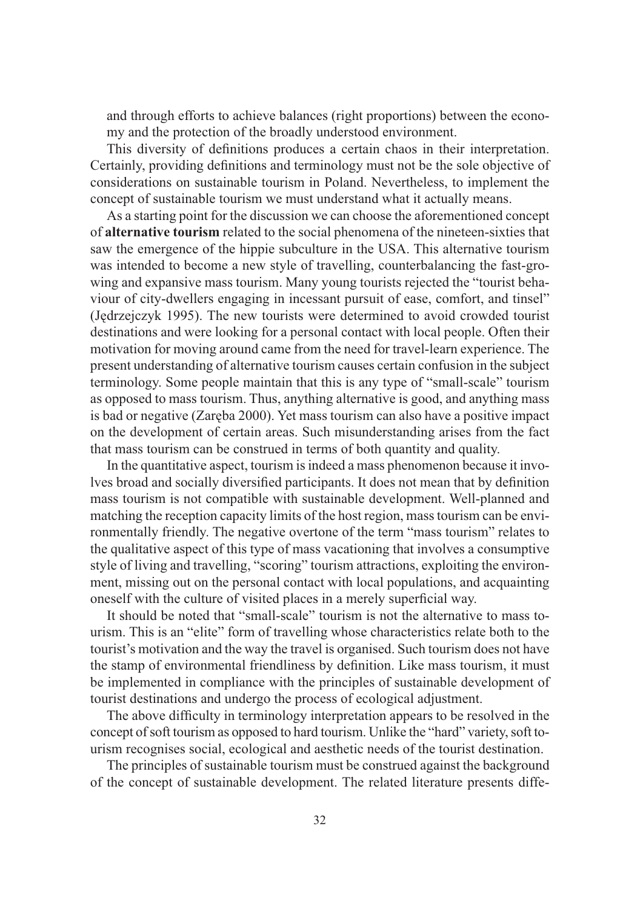and through efforts to achieve balances (right proportions) between the economy and the protection of the broadly understood environment.

This diversity of definitions produces a certain chaos in their interpretation. Certainly, providing definitions and terminology must not be the sole objective of considerations on sustainable tourism in Poland. Nevertheless, to implement the concept of sustainable tourism we must understand what it actually means.

As a starting point for the discussion we can choose the aforementioned concept of **alternative tourism** related to the social phenomena of the nineteen-sixties that saw the emergence of the hippie subculture in the USA. This alternative tourism was intended to become a new style of travelling, counterbalancing the fast-growing and expansive mass tourism. Many young tourists rejected the "tourist behaviour of city-dwellers engaging in incessant pursuit of ease, comfort, and tinsel" (Jędrzejczyk 1995). The new tourists were determined to avoid crowded tourist destinations and were looking for a personal contact with local people. Often their motivation for moving around came from the need for travel-learn experience. The present understanding of alternative tourism causes certain confusion in the subject terminology. Some people maintain that this is any type of "small-scale" tourism as opposed to mass tourism. Thus, anything alternative is good, and anything mass is bad or negative (Zaręba 2000). Yet mass tourism can also have a positive impact on the development of certain areas. Such misunderstanding arises from the fact that mass tourism can be construed in terms of both quantity and quality.

In the quantitative aspect, tourism is indeed a mass phenomenon because it involves broad and socially diversified participants. It does not mean that by definition mass tourism is not compatible with sustainable development. Well-planned and matching the reception capacity limits of the host region, mass tourism can be environmentally friendly. The negative overtone of the term "mass tourism" relates to the qualitative aspect of this type of mass vacationing that involves a consumptive style of living and travelling, "scoring" tourism attractions, exploiting the environment, missing out on the personal contact with local populations, and acquainting oneself with the culture of visited places in a merely superficial way.

It should be noted that "small-scale" tourism is not the alternative to mass tourism. This is an "elite" form of travelling whose characteristics relate both to the tourist's motivation and the way the travel is organised. Such tourism does not have the stamp of environmental friendliness by definition. Like mass tourism, it must be implemented in compliance with the principles of sustainable development of tourist destinations and undergo the process of ecological adjustment.

The above difficulty in terminology interpretation appears to be resolved in the concept of soft tourism as opposed to hard tourism. Unlike the "hard" variety, soft tourism recognises social, ecological and aesthetic needs of the tourist destination.

The principles of sustainable tourism must be construed against the background of the concept of sustainable development. The related literature presents diffe-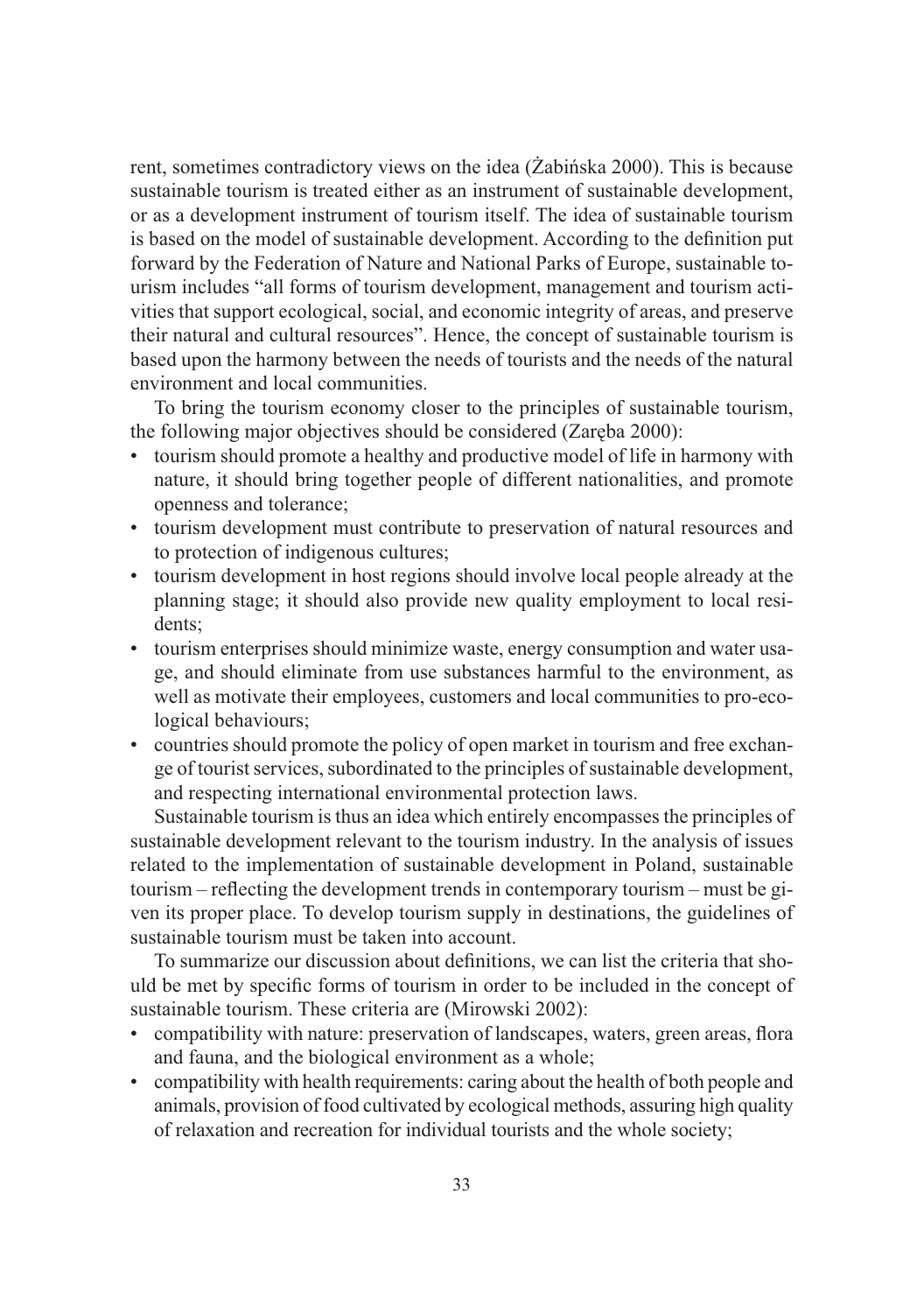rent, sometimes contradictory views on the idea (Żabińska 2000). This is because sustainable tourism is treated either as an instrument of sustainable development, or as a development instrument of tourism itself. The idea of sustainable tourism is based on the model of sustainable development. According to the definition put forward by the Federation of Nature and National Parks of Europe, sustainable tourism includes "all forms of tourism development, management and tourism activities that support ecological, social, and economic integrity of areas, and preserve their natural and cultural resources". Hence, the concept of sustainable tourism is based upon the harmony between the needs of tourists and the needs of the natural environment and local communities.

To bring the tourism economy closer to the principles of sustainable tourism, the following major objectives should be considered (Zaręba 2000):

- tourism should promote a healthy and productive model of life in harmony with nature, it should bring together people of different nationalities, and promote openness and tolerance;
- tourism development must contribute to preservation of natural resources and to protection of indigenous cultures;
- tourism development in host regions should involve local people already at the planning stage; it should also provide new quality employment to local residents;
- tourism enterprises should minimize waste, energy consumption and water usage, and should eliminate from use substances harmful to the environment, as well as motivate their employees, customers and local communities to pro-ecological behaviours;
- countries should promote the policy of open market in tourism and free exchange of tourist services, subordinated to the principles of sustainable development, and respecting international environmental protection laws.

Sustainable tourism is thus an idea which entirely encompasses the principles of sustainable development relevant to the tourism industry. In the analysis of issues related to the implementation of sustainable development in Poland, sustainable tourism – reflecting the development trends in contemporary tourism – must be given its proper place. To develop tourism supply in destinations, the guidelines of sustainable tourism must be taken into account.

To summarize our discussion about definitions, we can list the criteria that should be met by specific forms of tourism in order to be included in the concept of sustainable tourism. These criteria are (Mirowski 2002):

- compatibility with nature: preservation of landscapes, waters, green areas, flora and fauna, and the biological environment as a whole;
- compatibility with health requirements: caring about the health of both people and animals, provision of food cultivated by ecological methods, assuring high quality of relaxation and recreation for individual tourists and the whole society;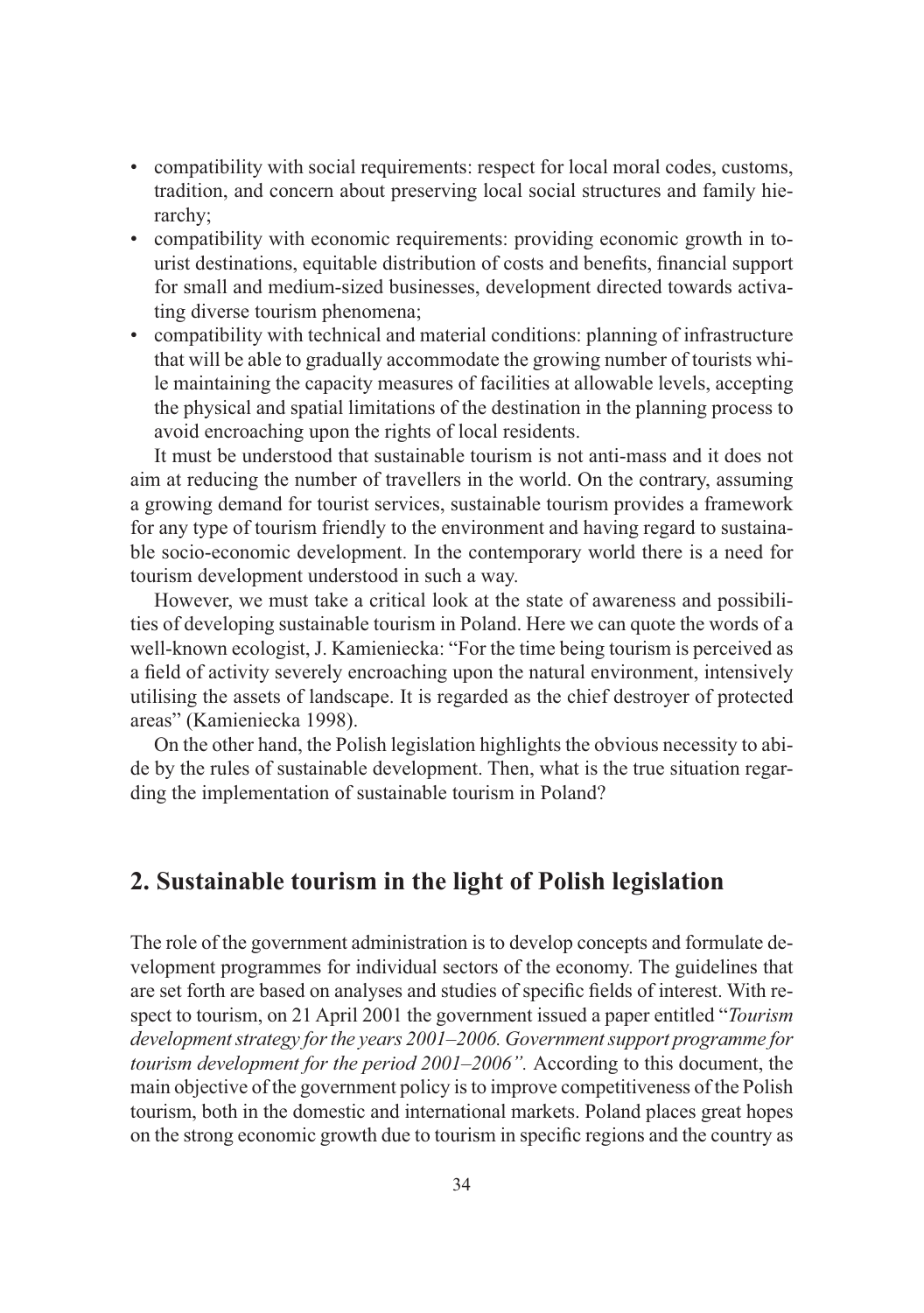- compatibility with social requirements: respect for local moral codes, customs, tradition, and concern about preserving local social structures and family hierarchy;
- compatibility with economic requirements: providing economic growth in tourist destinations, equitable distribution of costs and benefits, financial support for small and medium-sized businesses, development directed towards activating diverse tourism phenomena;
- compatibility with technical and material conditions: planning of infrastructure that will be able to gradually accommodate the growing number of tourists while maintaining the capacity measures of facilities at allowable levels, accepting the physical and spatial limitations of the destination in the planning process to avoid encroaching upon the rights of local residents.

It must be understood that sustainable tourism is not anti-mass and it does not aim at reducing the number of travellers in the world. On the contrary, assuming a growing demand for tourist services, sustainable tourism provides a framework for any type of tourism friendly to the environment and having regard to sustainable socio-economic development. In the contemporary world there is a need for tourism development understood in such a way.

However, we must take a critical look at the state of awareness and possibilities of developing sustainable tourism in Poland. Here we can quote the words of a well-known ecologist, J. Kamieniecka: "For the time being tourism is perceived as a field of activity severely encroaching upon the natural environment, intensively utilising the assets of landscape. It is regarded as the chief destroyer of protected areas" (Kamieniecka 1998).

On the other hand, the Polish legislation highlights the obvious necessity to abide by the rules of sustainable development. Then, what is the true situation regarding the implementation of sustainable tourism in Poland?

## 2. Sustainable tourism in the light of Polish legislation

The role of the government administration is to develop concepts and formulate development programmes for individual sectors of the economy. The guidelines that are set forth are based on analyses and studies of specific fields of interest. With respect to tourism, on 21 April 2001 the government issued a paper entitled "*Tourism development strategy for the years 2001–2006. Government support programme for tourism development for the period 2001–2006".* According to this document, the main objective of the government policy is to improve competitiveness of the Polish tourism, both in the domestic and international markets. Poland places great hopes on the strong economic growth due to tourism in specific regions and the country as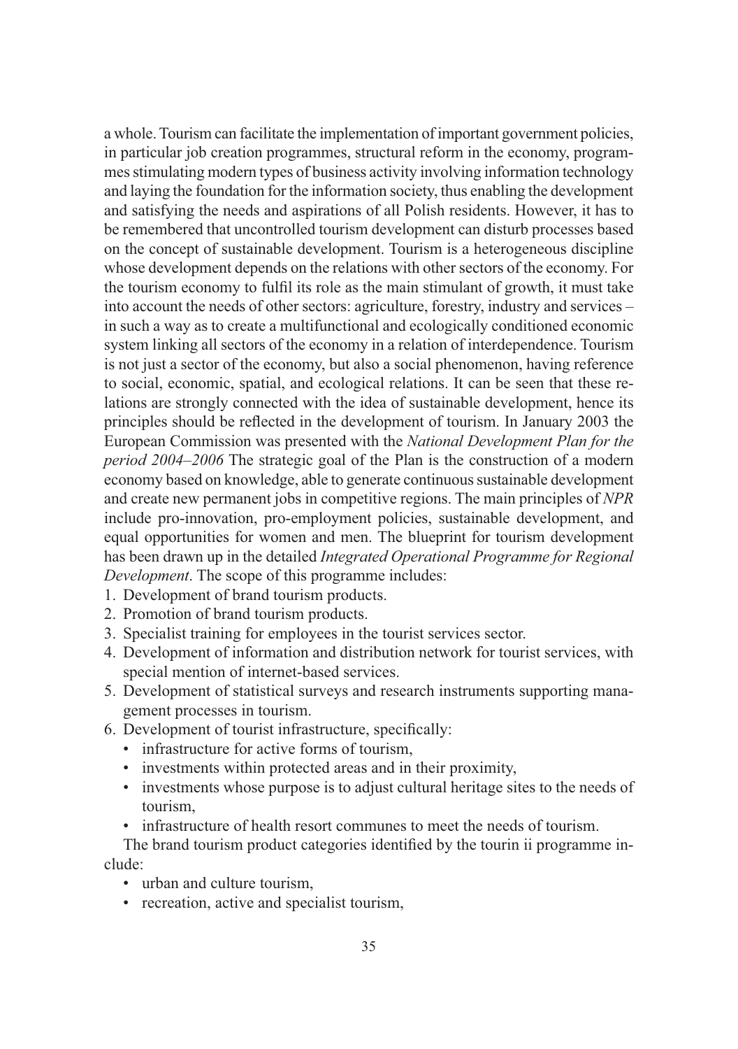a whole. Tourism can facilitate the implementation of important government policies, in particular job creation programmes, structural reform in the economy, programmes stimulating modern types of business activity involving information technology and laying the foundation for the information society, thus enabling the development and satisfying the needs and aspirations of all Polish residents. However, it has to be remembered that uncontrolled tourism development can disturb processes based on the concept of sustainable development. Tourism is a heterogeneous discipline whose development depends on the relations with other sectors of the economy. For the tourism economy to fulfil its role as the main stimulant of growth, it must take into account the needs of other sectors: agriculture, forestry, industry and services – in such a way as to create a multifunctional and ecologically conditioned economic system linking all sectors of the economy in a relation of interdependence. Tourism is not just a sector of the economy, but also a social phenomenon, having reference to social, economic, spatial, and ecological relations. It can be seen that these relations are strongly connected with the idea of sustainable development, hence its principles should be reflected in the development of tourism. In January 2003 the European Commission was presented with the *National Development Plan for the period 2004–2006* The strategic goal of the Plan is the construction of a modern economy based on knowledge, able to generate continuous sustainable development and create new permanent jobs in competitive regions. The main principles of *NPR* include pro-innovation, pro-employment policies, sustainable development, and equal opportunities for women and men. The blueprint for tourism development has been drawn up in the detailed *Integrated Operational Programme for Regional Development*. The scope of this programme includes:

1. Development of brand tourism products.
2. Promotion of brand tourism products.
3. Specialist training for employees in the tourist services sector.
4. Development of information and distribution network for tourist services, with special mention of internet-based services.
5. Development of statistical surveys and research instruments supporting management processes in tourism.
6. Development of tourist infrastructure, specifically:
   - infrastructure for active forms of tourism,
   - investments within protected areas and in their proximity,
   - investments whose purpose is to adjust cultural heritage sites to the needs of tourism,
   - infrastructure of health resort communes to meet the needs of tourism.

The brand tourism product categories identified by the tourin ii programme include:

- urban and culture tourism,
- recreation, active and specialist tourism,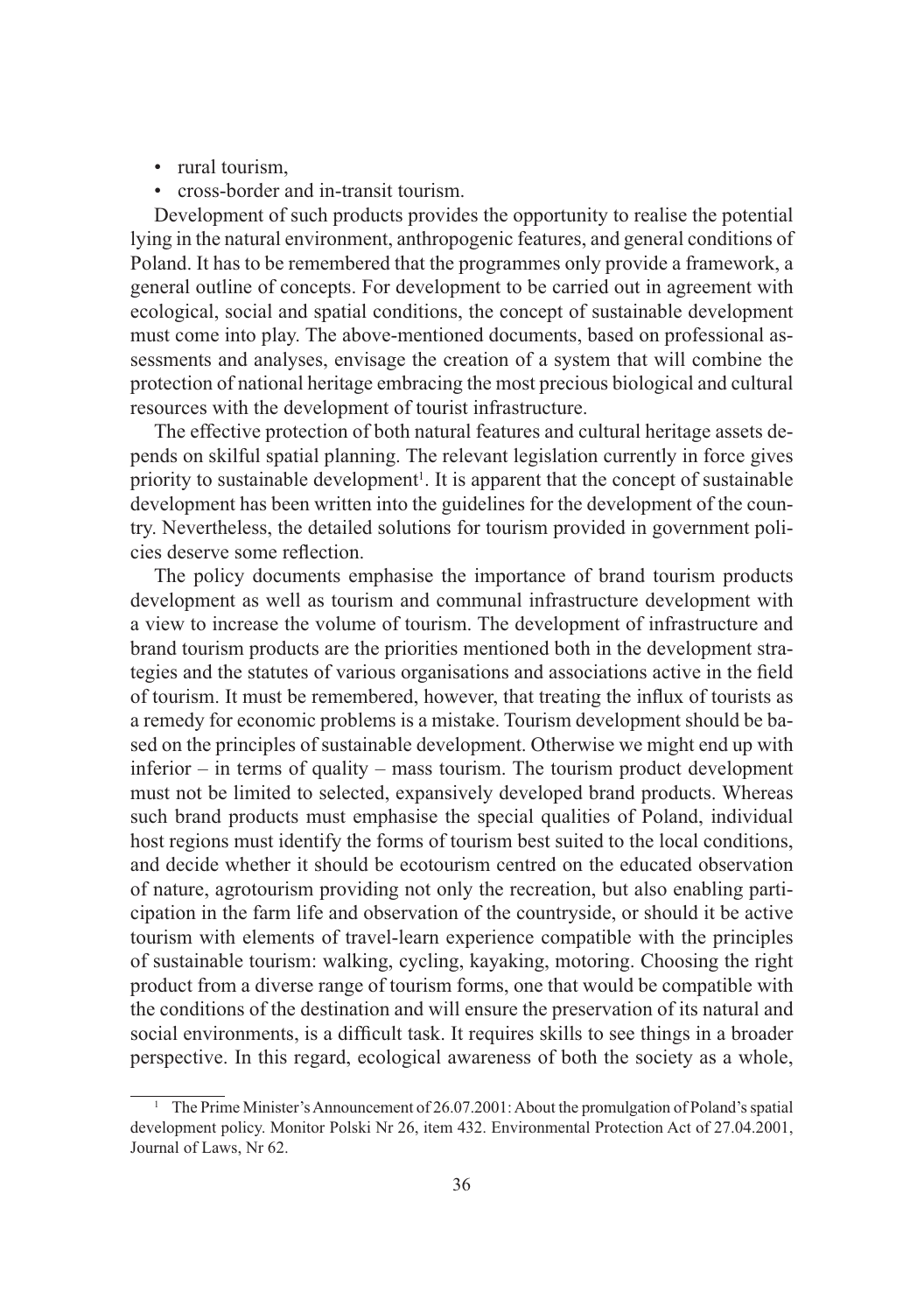- rural tourism,
- cross-border and in-transit tourism.

Development of such products provides the opportunity to realise the potential lying in the natural environment, anthropogenic features, and general conditions of Poland. It has to be remembered that the programmes only provide a framework, a general outline of concepts. For development to be carried out in agreement with ecological, social and spatial conditions, the concept of sustainable development must come into play. The above-mentioned documents, based on professional assessments and analyses, envisage the creation of a system that will combine the protection of national heritage embracing the most precious biological and cultural resources with the development of tourist infrastructure.

The effective protection of both natural features and cultural heritage assets depends on skilful spatial planning. The relevant legislation currently in force gives priority to sustainable development[1]. It is apparent that the concept of sustainable development has been written into the guidelines for the development of the country. Nevertheless, the detailed solutions for tourism provided in government policies deserve some reflection.

The policy documents emphasise the importance of brand tourism products development as well as tourism and communal infrastructure development with a view to increase the volume of tourism. The development of infrastructure and brand tourism products are the priorities mentioned both in the development strategies and the statutes of various organisations and associations active in the field of tourism. It must be remembered, however, that treating the influx of tourists as a remedy for economic problems is a mistake. Tourism development should be based on the principles of sustainable development. Otherwise we might end up with inferior – in terms of quality – mass tourism. The tourism product development must not be limited to selected, expansively developed brand products. Whereas such brand products must emphasise the special qualities of Poland, individual host regions must identify the forms of tourism best suited to the local conditions, and decide whether it should be ecotourism centred on the educated observation of nature, agrotourism providing not only the recreation, but also enabling participation in the farm life and observation of the countryside, or should it be active tourism with elements of travel-learn experience compatible with the principles of sustainable tourism: walking, cycling, kayaking, motoring. Choosing the right product from a diverse range of tourism forms, one that would be compatible with the conditions of the destination and will ensure the preservation of its natural and social environments, is a difficult task. It requires skills to see things in a broader perspective. In this regard, ecological awareness of both the society as a whole,

---

[1] The Prime Minister's Announcement of 26.07.2001: About the promulgation of Poland's spatial development policy. Monitor Polski Nr 26, item 432. Environmental Protection Act of 27.04.2001, Journal of Laws, Nr 62.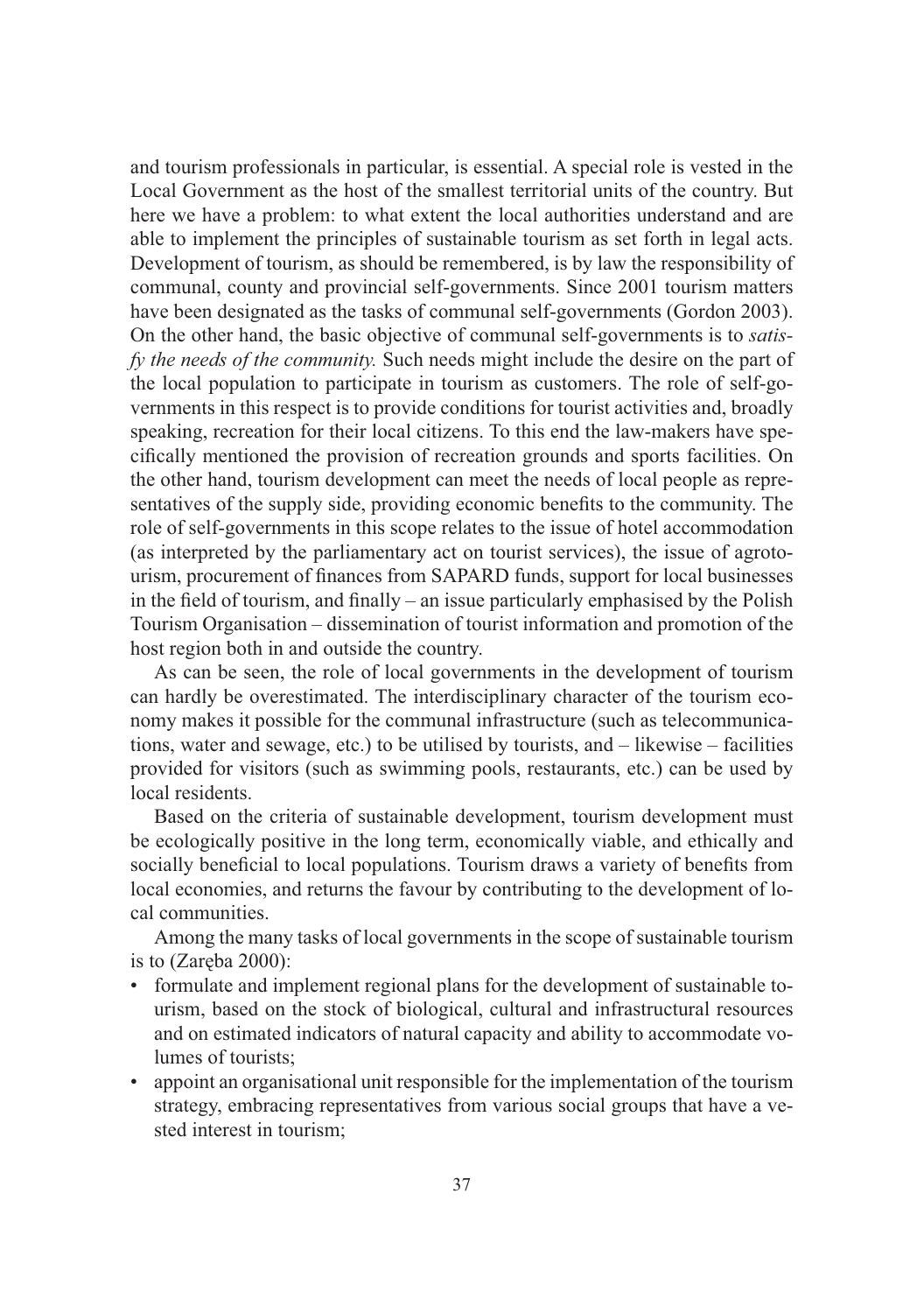and tourism professionals in particular, is essential. A special role is vested in the Local Government as the host of the smallest territorial units of the country. But here we have a problem: to what extent the local authorities understand and are able to implement the principles of sustainable tourism as set forth in legal acts. Development of tourism, as should be remembered, is by law the responsibility of communal, county and provincial self-governments. Since 2001 tourism matters have been designated as the tasks of communal self-governments (Gordon 2003). On the other hand, the basic objective of communal self-governments is to *satisfy the needs of the community.* Such needs might include the desire on the part of the local population to participate in tourism as customers. The role of self-governments in this respect is to provide conditions for tourist activities and, broadly speaking, recreation for their local citizens. To this end the law-makers have specifically mentioned the provision of recreation grounds and sports facilities. On the other hand, tourism development can meet the needs of local people as representatives of the supply side, providing economic benefits to the community. The role of self-governments in this scope relates to the issue of hotel accommodation (as interpreted by the parliamentary act on tourist services), the issue of agrotourism, procurement of finances from SAPARD funds, support for local businesses in the field of tourism, and finally – an issue particularly emphasised by the Polish Tourism Organisation – dissemination of tourist information and promotion of the host region both in and outside the country.

As can be seen, the role of local governments in the development of tourism can hardly be overestimated. The interdisciplinary character of the tourism economy makes it possible for the communal infrastructure (such as telecommunications, water and sewage, etc.) to be utilised by tourists, and – likewise – facilities provided for visitors (such as swimming pools, restaurants, etc.) can be used by local residents.

Based on the criteria of sustainable development, tourism development must be ecologically positive in the long term, economically viable, and ethically and socially beneficial to local populations. Tourism draws a variety of benefits from local economies, and returns the favour by contributing to the development of local communities.

Among the many tasks of local governments in the scope of sustainable tourism is to (Zaręba 2000):

- formulate and implement regional plans for the development of sustainable tourism, based on the stock of biological, cultural and infrastructural resources and on estimated indicators of natural capacity and ability to accommodate volumes of tourists;
- appoint an organisational unit responsible for the implementation of the tourism strategy, embracing representatives from various social groups that have a vested interest in tourism;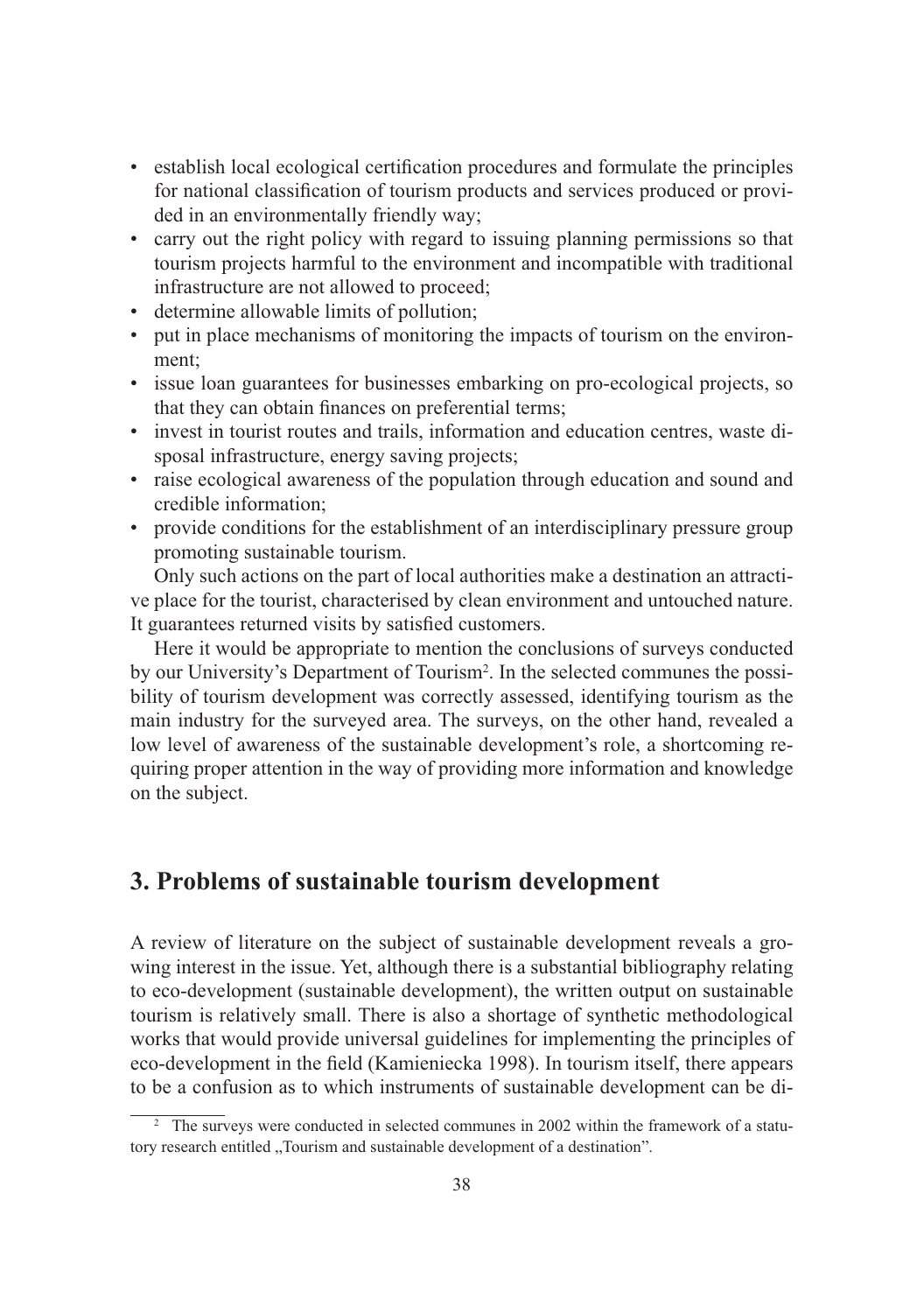- establish local ecological certification procedures and formulate the principles for national classification of tourism products and services produced or provided in an environmentally friendly way;
- carry out the right policy with regard to issuing planning permissions so that tourism projects harmful to the environment and incompatible with traditional infrastructure are not allowed to proceed;
- determine allowable limits of pollution;
- put in place mechanisms of monitoring the impacts of tourism on the environment;
- issue loan guarantees for businesses embarking on pro-ecological projects, so that they can obtain finances on preferential terms;
- invest in tourist routes and trails, information and education centres, waste disposal infrastructure, energy saving projects;
- raise ecological awareness of the population through education and sound and credible information;
- provide conditions for the establishment of an interdisciplinary pressure group promoting sustainable tourism.

Only such actions on the part of local authorities make a destination an attractive place for the tourist, characterised by clean environment and untouched nature. It guarantees returned visits by satisfied customers.

Here it would be appropriate to mention the conclusions of surveys conducted by our University's Department of Tourism[2]. In the selected communes the possibility of tourism development was correctly assessed, identifying tourism as the main industry for the surveyed area. The surveys, on the other hand, revealed a low level of awareness of the sustainable development's role, a shortcoming requiring proper attention in the way of providing more information and knowledge on the subject.

## 3. Problems of sustainable tourism development

A review of literature on the subject of sustainable development reveals a growing interest in the issue. Yet, although there is a substantial bibliography relating to eco-development (sustainable development), the written output on sustainable tourism is relatively small. There is also a shortage of synthetic methodological works that would provide universal guidelines for implementing the principles of eco-development in the field (Kamieniecka 1998). In tourism itself, there appears to be a confusion as to which instruments of sustainable development can be di-

[2] The surveys were conducted in selected communes in 2002 within the framework of a statutory research entitled „Tourism and sustainable development of a destination".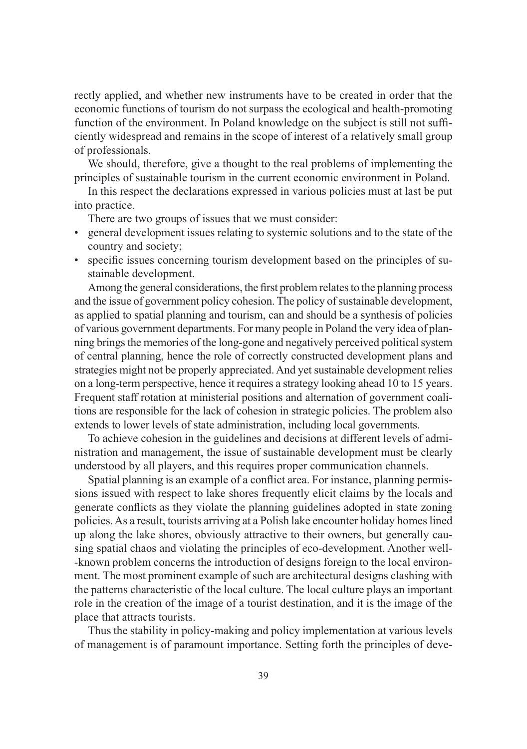rectly applied, and whether new instruments have to be created in order that the economic functions of tourism do not surpass the ecological and health-promoting function of the environment. In Poland knowledge on the subject is still not sufficiently widespread and remains in the scope of interest of a relatively small group of professionals.

We should, therefore, give a thought to the real problems of implementing the principles of sustainable tourism in the current economic environment in Poland.

In this respect the declarations expressed in various policies must at last be put into practice.

There are two groups of issues that we must consider:

- general development issues relating to systemic solutions and to the state of the country and society;
- specific issues concerning tourism development based on the principles of sustainable development.

Among the general considerations, the first problem relates to the planning process and the issue of government policy cohesion. The policy of sustainable development, as applied to spatial planning and tourism, can and should be a synthesis of policies of various government departments. For many people in Poland the very idea of planning brings the memories of the long-gone and negatively perceived political system of central planning, hence the role of correctly constructed development plans and strategies might not be properly appreciated. And yet sustainable development relies on a long-term perspective, hence it requires a strategy looking ahead 10 to 15 years. Frequent staff rotation at ministerial positions and alternation of government coalitions are responsible for the lack of cohesion in strategic policies. The problem also extends to lower levels of state administration, including local governments.

To achieve cohesion in the guidelines and decisions at different levels of administration and management, the issue of sustainable development must be clearly understood by all players, and this requires proper communication channels.

Spatial planning is an example of a conflict area. For instance, planning permissions issued with respect to lake shores frequently elicit claims by the locals and generate conflicts as they violate the planning guidelines adopted in state zoning policies. As a result, tourists arriving at a Polish lake encounter holiday homes lined up along the lake shores, obviously attractive to their owners, but generally causing spatial chaos and violating the principles of eco-development. Another well-known problem concerns the introduction of designs foreign to the local environment. The most prominent example of such are architectural designs clashing with the patterns characteristic of the local culture. The local culture plays an important role in the creation of the image of a tourist destination, and it is the image of the place that attracts tourists.

Thus the stability in policy-making and policy implementation at various levels of management is of paramount importance. Setting forth the principles of deve-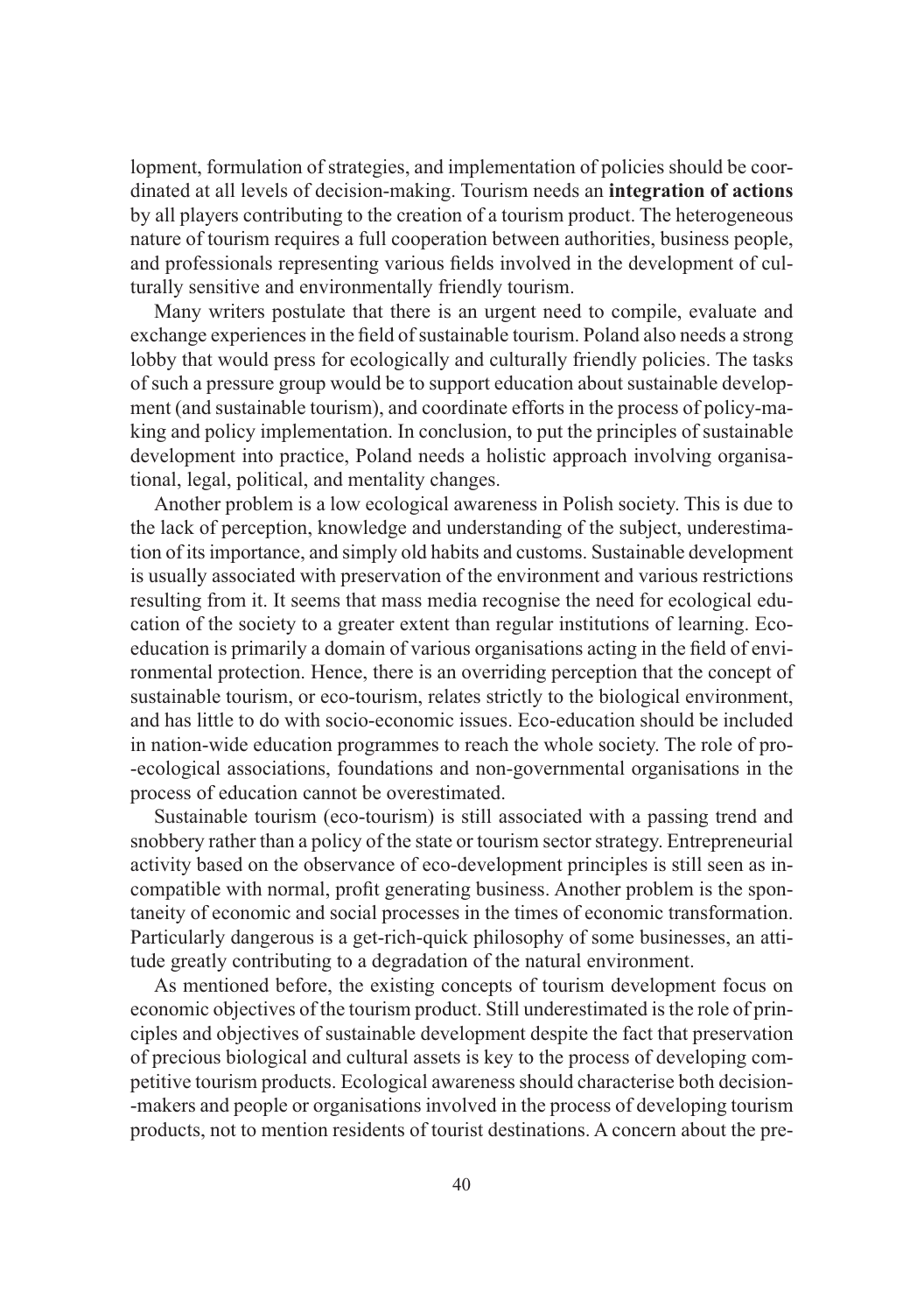lopment, formulation of strategies, and implementation of policies should be coordinated at all levels of decision-making. Tourism needs an **integration of actions** by all players contributing to the creation of a tourism product. The heterogeneous nature of tourism requires a full cooperation between authorities, business people, and professionals representing various fields involved in the development of culturally sensitive and environmentally friendly tourism.

Many writers postulate that there is an urgent need to compile, evaluate and exchange experiences in the field of sustainable tourism. Poland also needs a strong lobby that would press for ecologically and culturally friendly policies. The tasks of such a pressure group would be to support education about sustainable development (and sustainable tourism), and coordinate efforts in the process of policy-making and policy implementation. In conclusion, to put the principles of sustainable development into practice, Poland needs a holistic approach involving organisational, legal, political, and mentality changes.

Another problem is a low ecological awareness in Polish society. This is due to the lack of perception, knowledge and understanding of the subject, underestimation of its importance, and simply old habits and customs. Sustainable development is usually associated with preservation of the environment and various restrictions resulting from it. It seems that mass media recognise the need for ecological education of the society to a greater extent than regular institutions of learning. Eco-education is primarily a domain of various organisations acting in the field of environmental protection. Hence, there is an overriding perception that the concept of sustainable tourism, or eco-tourism, relates strictly to the biological environment, and has little to do with socio-economic issues. Eco-education should be included in nation-wide education programmes to reach the whole society. The role of pro-ecological associations, foundations and non-governmental organisations in the process of education cannot be overestimated.

Sustainable tourism (eco-tourism) is still associated with a passing trend and snobbery rather than a policy of the state or tourism sector strategy. Entrepreneurial activity based on the observance of eco-development principles is still seen as incompatible with normal, profit generating business. Another problem is the spontaneity of economic and social processes in the times of economic transformation. Particularly dangerous is a get-rich-quick philosophy of some businesses, an attitude greatly contributing to a degradation of the natural environment.

As mentioned before, the existing concepts of tourism development focus on economic objectives of the tourism product. Still underestimated is the role of principles and objectives of sustainable development despite the fact that preservation of precious biological and cultural assets is key to the process of developing competitive tourism products. Ecological awareness should characterise both decision-makers and people or organisations involved in the process of developing tourism products, not to mention residents of tourist destinations. A concern about the pre-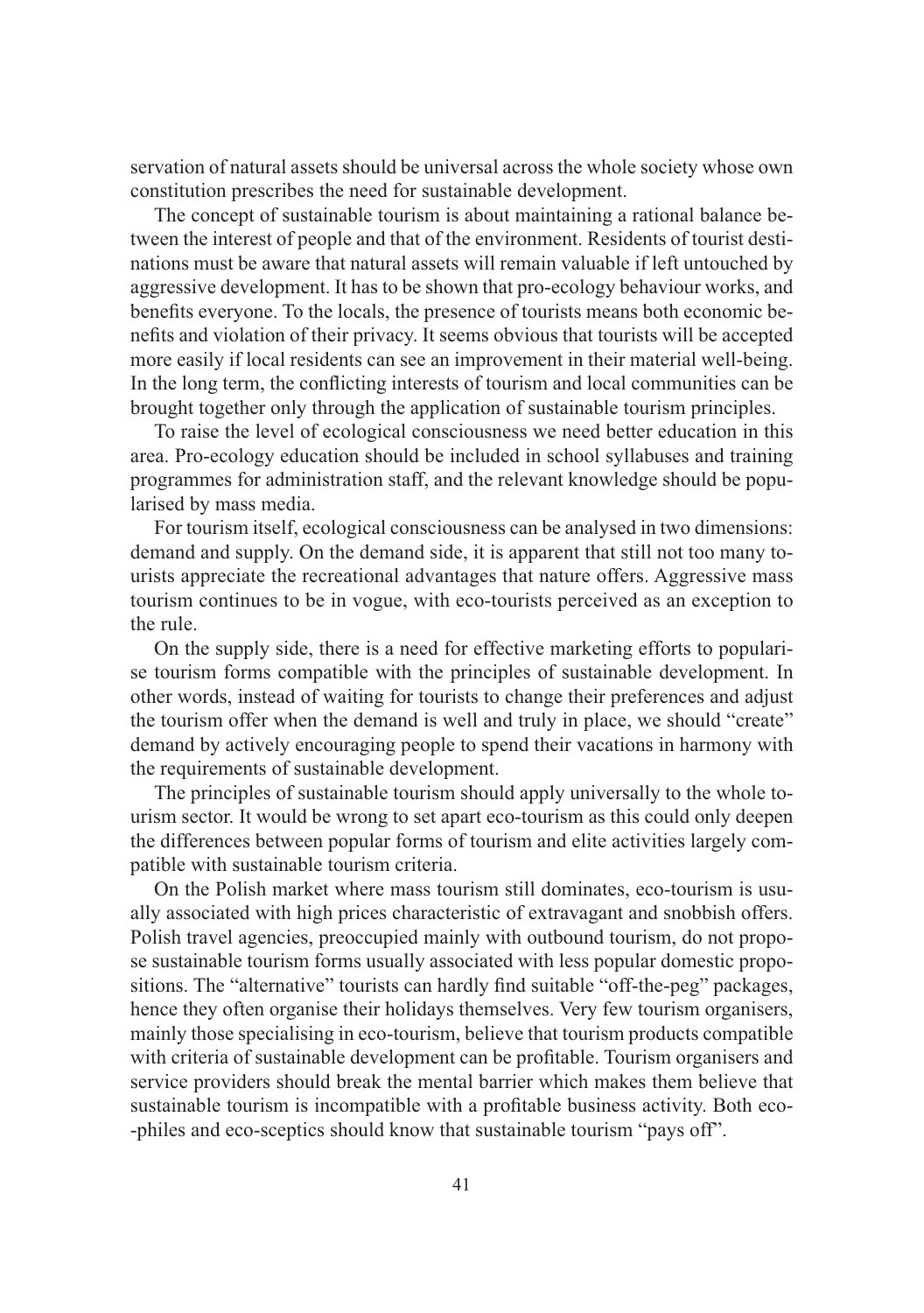servation of natural assets should be universal across the whole society whose own constitution prescribes the need for sustainable development.

The concept of sustainable tourism is about maintaining a rational balance between the interest of people and that of the environment. Residents of tourist destinations must be aware that natural assets will remain valuable if left untouched by aggressive development. It has to be shown that pro-ecology behaviour works, and benefits everyone. To the locals, the presence of tourists means both economic benefits and violation of their privacy. It seems obvious that tourists will be accepted more easily if local residents can see an improvement in their material well-being. In the long term, the conflicting interests of tourism and local communities can be brought together only through the application of sustainable tourism principles.

To raise the level of ecological consciousness we need better education in this area. Pro-ecology education should be included in school syllabuses and training programmes for administration staff, and the relevant knowledge should be popularised by mass media.

For tourism itself, ecological consciousness can be analysed in two dimensions: demand and supply. On the demand side, it is apparent that still not too many tourists appreciate the recreational advantages that nature offers. Aggressive mass tourism continues to be in vogue, with eco-tourists perceived as an exception to the rule.

On the supply side, there is a need for effective marketing efforts to popularise tourism forms compatible with the principles of sustainable development. In other words, instead of waiting for tourists to change their preferences and adjust the tourism offer when the demand is well and truly in place, we should "create" demand by actively encouraging people to spend their vacations in harmony with the requirements of sustainable development.

The principles of sustainable tourism should apply universally to the whole tourism sector. It would be wrong to set apart eco-tourism as this could only deepen the differences between popular forms of tourism and elite activities largely compatible with sustainable tourism criteria.

On the Polish market where mass tourism still dominates, eco-tourism is usually associated with high prices characteristic of extravagant and snobbish offers. Polish travel agencies, preoccupied mainly with outbound tourism, do not propose sustainable tourism forms usually associated with less popular domestic propositions. The "alternative" tourists can hardly find suitable "off-the-peg" packages, hence they often organise their holidays themselves. Very few tourism organisers, mainly those specialising in eco-tourism, believe that tourism products compatible with criteria of sustainable development can be profitable. Tourism organisers and service providers should break the mental barrier which makes them believe that sustainable tourism is incompatible with a profitable business activity. Both eco-philes and eco-sceptics should know that sustainable tourism "pays off".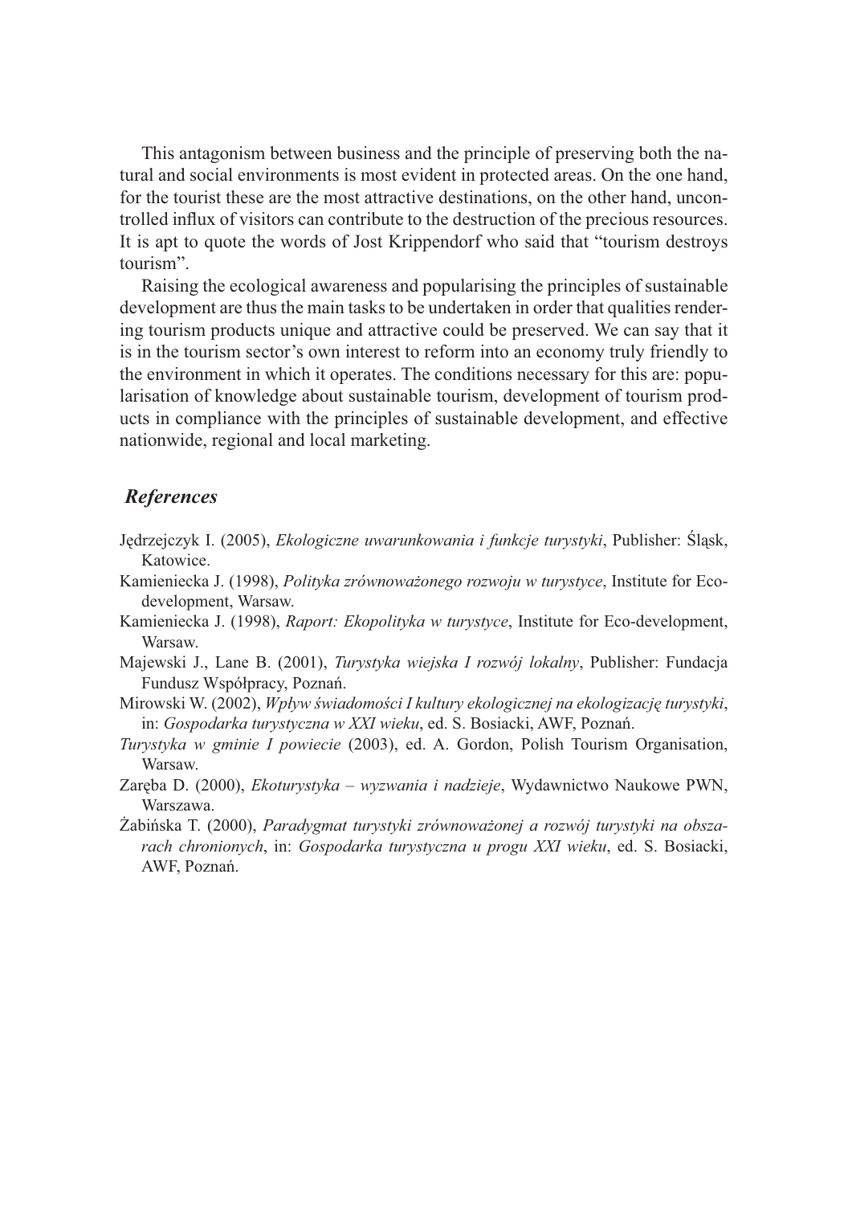This antagonism between business and the principle of preserving both the natural and social environments is most evident in protected areas. On the one hand, for the tourist these are the most attractive destinations, on the other hand, uncontrolled influx of visitors can contribute to the destruction of the precious resources. It is apt to quote the words of Jost Krippendorf who said that "tourism destroys tourism".

Raising the ecological awareness and popularising the principles of sustainable development are thus the main tasks to be undertaken in order that qualities rendering tourism products unique and attractive could be preserved. We can say that it is in the tourism sector's own interest to reform into an economy truly friendly to the environment in which it operates. The conditions necessary for this are: popularisation of knowledge about sustainable tourism, development of tourism products in compliance with the principles of sustainable development, and effective nationwide, regional and local marketing.

## *References*

Jędrzejczyk I. (2005), *Ekologiczne uwarunkowania i funkcje turystyki*, Publisher: Śląsk, Katowice.

Kamieniecka J. (1998), *Polityka zrównoważonego rozwoju w turystyce*, Institute for Eco-development, Warsaw.

Kamieniecka J. (1998), *Raport: Ekopolityka w turystyce*, Institute for Eco-development, Warsaw.

Majewski J., Lane B. (2001), *Turystyka wiejska I rozwój lokalny*, Publisher: Fundacja Fundusz Współpracy, Poznań.

Mirowski W. (2002), *Wpływ świadomości I kultury ekologicznej na ekologizację turystyki*, in: *Gospodarka turystyczna w XXI wieku*, ed. S. Bosiacki, AWF, Poznań.

*Turystyka w gminie I powiecie* (2003), ed. A. Gordon, Polish Tourism Organisation, Warsaw.

Zaręba D. (2000), *Ekoturystyka – wyzwania i nadzieje*, Wydawnictwo Naukowe PWN, Warszawa.

Żabińska T. (2000), *Paradygmat turystyki zrównoważonej a rozwój turystyki na obszarach chronionych*, in: *Gospodarka turystyczna u progu XXI wieku*, ed. S. Bosiacki, AWF, Poznań.